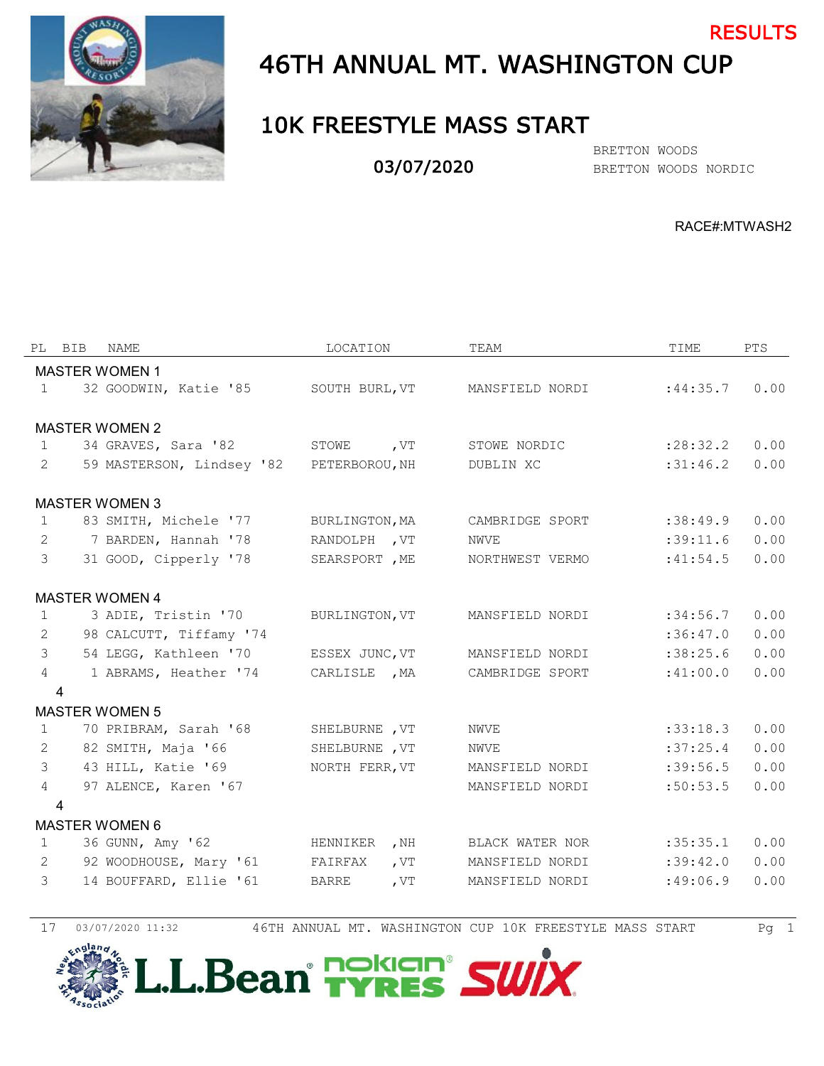RESULTS

# 46TH ANNUAL MT. WASHINGTON CUP

## 10K FREESTYLE MASS START

03/07/2020

BRETTON WOODS
BRETTON WOODS NORDIC

RACE#:MTWASH2

| PL | BIB | NAME | LOCATION | TEAM | TIME | PTS |
|---|---|---|---|---|---|---|
| **MASTER WOMEN 1** | | | | | | |
| 1 | 32 | GOODWIN, Katie '85 | SOUTH BURL,VT | MANSFIELD NORDI | :44:35.7 | 0.00 |
| **MASTER WOMEN 2** | | | | | | |
| 1 | 34 | GRAVES, Sara '82 | STOWE ,VT | STOWE NORDIC | :28:32.2 | 0.00 |
| 2 | 59 | MASTERSON, Lindsey '82 | PETERBOROU,NH | DUBLIN XC | :31:46.2 | 0.00 |
| **MASTER WOMEN 3** | | | | | | |
| 1 | 83 | SMITH, Michele '77 | BURLINGTON,MA | CAMBRIDGE SPORT | :38:49.9 | 0.00 |
| 2 | 7 | BARDEN, Hannah '78 | RANDOLPH ,VT | NWVE | :39:11.6 | 0.00 |
| 3 | 31 | GOOD, Cipperly '78 | SEARSPORT ,ME | NORTHWEST VERMO | :41:54.5 | 0.00 |
| **MASTER WOMEN 4** | | | | | | |
| 1 | 3 | ADIE, Tristin '70 | BURLINGTON,VT | MANSFIELD NORDI | :34:56.7 | 0.00 |
| 2 | 98 | CALCUTT, Tiffamy '74 | | | :36:47.0 | 0.00 |
| 3 | 54 | LEGG, Kathleen '70 | ESSEX JUNC,VT | MANSFIELD NORDI | :38:25.6 | 0.00 |
| 4 | 1 | ABRAMS, Heather '74 | CARLISLE ,MA | CAMBRIDGE SPORT | :41:00.0 | 0.00 |
| 4 | | | | | | |
| **MASTER WOMEN 5** | | | | | | |
| 1 | 70 | PRIBRAM, Sarah '68 | SHELBURNE ,VT | NWVE | :33:18.3 | 0.00 |
| 2 | 82 | SMITH, Maja '66 | SHELBURNE ,VT | NWVE | :37:25.4 | 0.00 |
| 3 | 43 | HILL, Katie '69 | NORTH FERR,VT | MANSFIELD NORDI | :39:56.5 | 0.00 |
| 4 | 97 | ALENCE, Karen '67 | | MANSFIELD NORDI | :50:53.5 | 0.00 |
| 4 | | | | | | |
| **MASTER WOMEN 6** | | | | | | |
| 1 | 36 | GUNN, Amy '62 | HENNIKER ,NH | BLACK WATER NOR | :35:35.1 | 0.00 |
| 2 | 92 | WOODHOUSE, Mary '61 | FAIRFAX ,VT | MANSFIELD NORDI | :39:42.0 | 0.00 |
| 3 | 14 | BOUFFARD, Ellie '61 | BARRE ,VT | MANSFIELD NORDI | :49:06.9 | 0.00 |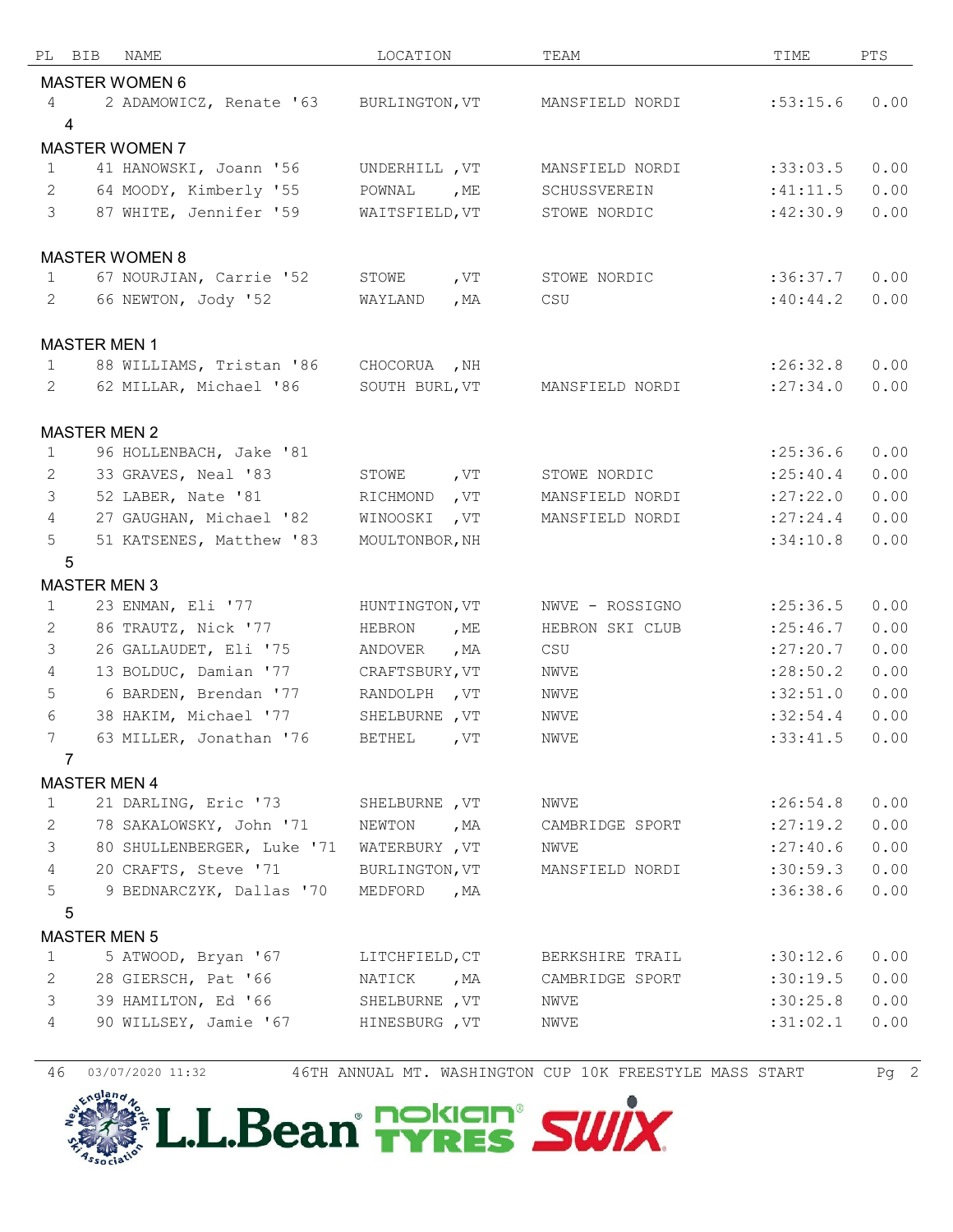| PL | BIB | NAME | LOCATION | TEAM | TIME | PTS |
|---|---|---|---|---|---|---|
| **MASTER WOMEN 6** | | | | | | |
| 4 | 2 | ADAMOWICZ, Renate '63 | BURLINGTON,VT | MANSFIELD NORDI | :53:15.6 | 0.00 |
| 4 | | | | | | |
| **MASTER WOMEN 7** | | | | | | |
| 1 | 41 | HANOWSKI, Joann '56 | UNDERHILL ,VT | MANSFIELD NORDI | :33:03.5 | 0.00 |
| 2 | 64 | MOODY, Kimberly '55 | POWNAL ,ME | SCHUSSVEREIN | :41:11.5 | 0.00 |
| 3 | 87 | WHITE, Jennifer '59 | WAITSFIELD,VT | STOWE NORDIC | :42:30.9 | 0.00 |
| **MASTER WOMEN 8** | | | | | | |
| 1 | 67 | NOURJIAN, Carrie '52 | STOWE ,VT | STOWE NORDIC | :36:37.7 | 0.00 |
| 2 | 66 | NEWTON, Jody '52 | WAYLAND ,MA | CSU | :40:44.2 | 0.00 |
| **MASTER MEN 1** | | | | | | |
| 1 | 88 | WILLIAMS, Tristan '86 | CHOCORUA ,NH | | :26:32.8 | 0.00 |
| 2 | 62 | MILLAR, Michael '86 | SOUTH BURL,VT | MANSFIELD NORDI | :27:34.0 | 0.00 |
| **MASTER MEN 2** | | | | | | |
| 1 | 96 | HOLLENBACH, Jake '81 | | | :25:36.6 | 0.00 |
| 2 | 33 | GRAVES, Neal '83 | STOWE ,VT | STOWE NORDIC | :25:40.4 | 0.00 |
| 3 | 52 | LABER, Nate '81 | RICHMOND ,VT | MANSFIELD NORDI | :27:22.0 | 0.00 |
| 4 | 27 | GAUGHAN, Michael '82 | WINOOSKI ,VT | MANSFIELD NORDI | :27:24.4 | 0.00 |
| 5 | 51 | KATSENES, Matthew '83 | MOULTONBOR,NH | | :34:10.8 | 0.00 |
| 5 | | | | | | |
| **MASTER MEN 3** | | | | | | |
| 1 | 23 | ENMAN, Eli '77 | HUNTINGTON,VT | NWVE - ROSSIGNO | :25:36.5 | 0.00 |
| 2 | 86 | TRAUTZ, Nick '77 | HEBRON ,ME | HEBRON SKI CLUB | :25:46.7 | 0.00 |
| 3 | 26 | GALLAUDET, Eli '75 | ANDOVER ,MA | CSU | :27:20.7 | 0.00 |
| 4 | 13 | BOLDUC, Damian '77 | CRAFTSBURY,VT | NWVE | :28:50.2 | 0.00 |
| 5 | 6 | BARDEN, Brendan '77 | RANDOLPH ,VT | NWVE | :32:51.0 | 0.00 |
| 6 | 38 | HAKIM, Michael '77 | SHELBURNE ,VT | NWVE | :32:54.4 | 0.00 |
| 7 | 63 | MILLER, Jonathan '76 | BETHEL ,VT | NWVE | :33:41.5 | 0.00 |
| 7 | | | | | | |
| **MASTER MEN 4** | | | | | | |
| 1 | 21 | DARLING, Eric '73 | SHELBURNE ,VT | NWVE | :26:54.8 | 0.00 |
| 2 | 78 | SAKALOWSKY, John '71 | NEWTON ,MA | CAMBRIDGE SPORT | :27:19.2 | 0.00 |
| 3 | 80 | SHULLENBERGER, Luke '71 | WATERBURY ,VT | NWVE | :27:40.6 | 0.00 |
| 4 | 20 | CRAFTS, Steve '71 | BURLINGTON,VT | MANSFIELD NORDI | :30:59.3 | 0.00 |
| 5 | 9 | BEDNARCZYK, Dallas '70 | MEDFORD ,MA | | :36:38.6 | 0.00 |
| 5 | | | | | | |
| **MASTER MEN 5** | | | | | | |
| 1 | 5 | ATWOOD, Bryan '67 | LITCHFIELD,CT | BERKSHIRE TRAIL | :30:12.6 | 0.00 |
| 2 | 28 | GIERSCH, Pat '66 | NATICK ,MA | CAMBRIDGE SPORT | :30:19.5 | 0.00 |
| 3 | 39 | HAMILTON, Ed '66 | SHELBURNE ,VT | NWVE | :30:25.8 | 0.00 |
| 4 | 90 | WILLSEY, Jamie '67 | HINESBURG ,VT | NWVE | :31:02.1 | 0.00 |

46 03/07/2020 11:32 46TH ANNUAL MT. WASHINGTON CUP 10K FREESTYLE MASS START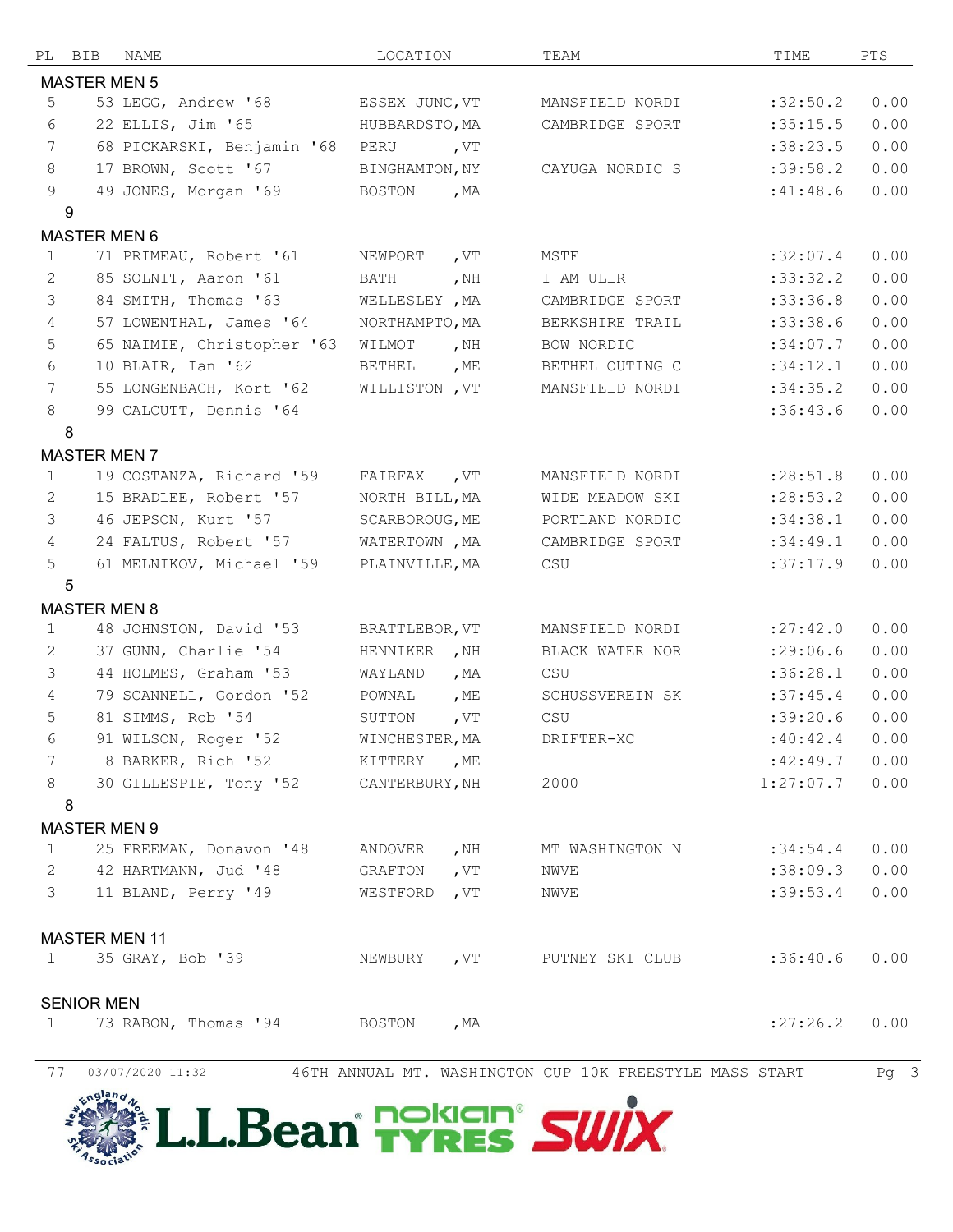| PL | BIB | NAME | LOCATION | TEAM | TIME | PTS |
|---|---|---|---|---|---|---|
| **MASTER MEN 5** | | | | | | |
| 5 | 53 | LEGG, Andrew '68 | ESSEX JUNC,VT | MANSFIELD NORDI | :32:50.2 | 0.00 |
| 6 | 22 | ELLIS, Jim '65 | HUBBARDSTO,MA | CAMBRIDGE SPORT | :35:15.5 | 0.00 |
| 7 | 68 | PICKARSKI, Benjamin '68 | PERU ,VT | | :38:23.5 | 0.00 |
| 8 | 17 | BROWN, Scott '67 | BINGHAMTON,NY | CAYUGA NORDIC S | :39:58.2 | 0.00 |
| 9 | 49 | JONES, Morgan '69 | BOSTON ,MA | | :41:48.6 | 0.00 |
| 9 | | | | | | |
| **MASTER MEN 6** | | | | | | |
| 1 | 71 | PRIMEAU, Robert '61 | NEWPORT ,VT | MSTF | :32:07.4 | 0.00 |
| 2 | 85 | SOLNIT, Aaron '61 | BATH ,NH | I AM ULLR | :33:32.2 | 0.00 |
| 3 | 84 | SMITH, Thomas '63 | WELLESLEY ,MA | CAMBRIDGE SPORT | :33:36.8 | 0.00 |
| 4 | 57 | LOWENTHAL, James '64 | NORTHAMPTO,MA | BERKSHIRE TRAIL | :33:38.6 | 0.00 |
| 5 | 65 | NAIMIE, Christopher '63 | WILMOT ,NH | BOW NORDIC | :34:07.7 | 0.00 |
| 6 | 10 | BLAIR, Ian '62 | BETHEL ,ME | BETHEL OUTING C | :34:12.1 | 0.00 |
| 7 | 55 | LONGENBACH, Kort '62 | WILLISTON ,VT | MANSFIELD NORDI | :34:35.2 | 0.00 |
| 8 | 99 | CALCUTT, Dennis '64 | | | :36:43.6 | 0.00 |
| 8 | | | | | | |
| **MASTER MEN 7** | | | | | | |
| 1 | 19 | COSTANZA, Richard '59 | FAIRFAX ,VT | MANSFIELD NORDI | :28:51.8 | 0.00 |
| 2 | 15 | BRADLEE, Robert '57 | NORTH BILL,MA | WIDE MEADOW SKI | :28:53.2 | 0.00 |
| 3 | 46 | JEPSON, Kurt '57 | SCARBOROUG,ME | PORTLAND NORDIC | :34:38.1 | 0.00 |
| 4 | 24 | FALTUS, Robert '57 | WATERTOWN ,MA | CAMBRIDGE SPORT | :34:49.1 | 0.00 |
| 5 | 61 | MELNIKOV, Michael '59 | PLAINVILLE,MA | CSU | :37:17.9 | 0.00 |
| 5 | | | | | | |
| **MASTER MEN 8** | | | | | | |
| 1 | 48 | JOHNSTON, David '53 | BRATTLEBOR,VT | MANSFIELD NORDI | :27:42.0 | 0.00 |
| 2 | 37 | GUNN, Charlie '54 | HENNIKER ,NH | BLACK WATER NOR | :29:06.6 | 0.00 |
| 3 | 44 | HOLMES, Graham '53 | WAYLAND ,MA | CSU | :36:28.1 | 0.00 |
| 4 | 79 | SCANNELL, Gordon '52 | POWNAL ,ME | SCHUSSVEREIN SK | :37:45.4 | 0.00 |
| 5 | 81 | SIMMS, Rob '54 | SUTTON ,VT | CSU | :39:20.6 | 0.00 |
| 6 | 91 | WILSON, Roger '52 | WINCHESTER,MA | DRIFTER-XC | :40:42.4 | 0.00 |
| 7 | 8 | BARKER, Rich '52 | KITTERY ,ME | | :42:49.7 | 0.00 |
| 8 | 30 | GILLESPIE, Tony '52 | CANTERBURY,NH | 2000 | 1:27:07.7 | 0.00 |
| 8 | | | | | | |
| **MASTER MEN 9** | | | | | | |
| 1 | 25 | FREEMAN, Donavon '48 | ANDOVER ,NH | MT WASHINGTON N | :34:54.4 | 0.00 |
| 2 | 42 | HARTMANN, Jud '48 | GRAFTON ,VT | NWVE | :38:09.3 | 0.00 |
| 3 | 11 | BLAND, Perry '49 | WESTFORD ,VT | NWVE | :39:53.4 | 0.00 |
| **MASTER MEN 11** | | | | | | |
| 1 | 35 | GRAY, Bob '39 | NEWBURY ,VT | PUTNEY SKI CLUB | :36:40.6 | 0.00 |
| **SENIOR MEN** | | | | | | |
| 1 | 73 | RABON, Thomas '94 | BOSTON ,MA | | :27:26.2 | 0.00 |

77 03/07/2020 11:32 46TH ANNUAL MT. WASHINGTON CUP 10K FREESTYLE MASS START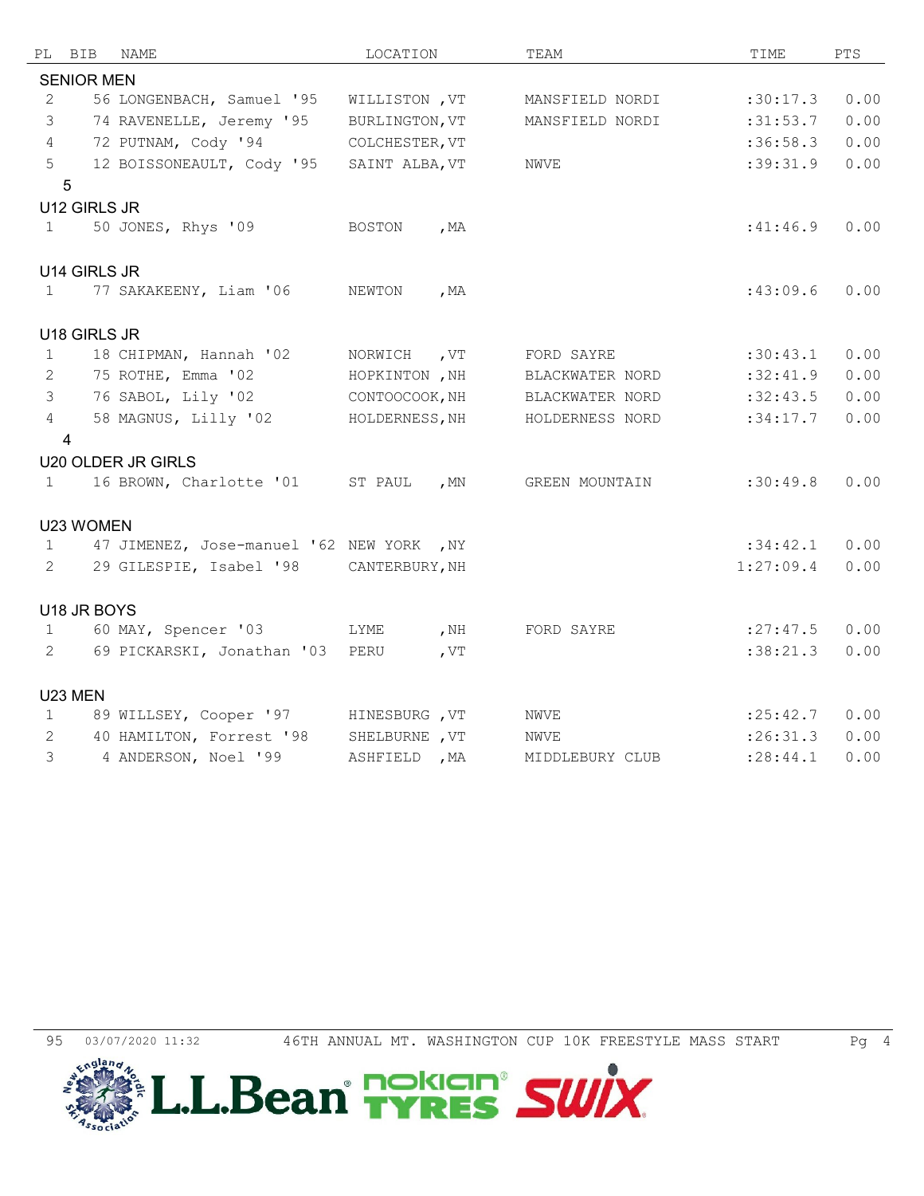| PL | BIB | NAME | LOCATION | TEAM | TIME | PTS |
|---|---|---|---|---|---|---|
| **SENIOR MEN** | | | | | | |
| 2 | 56 | LONGENBACH, Samuel '95 | WILLISTON ,VT | MANSFIELD NORDI | :30:17.3 | 0.00 |
| 3 | 74 | RAVENELLE, Jeremy '95 | BURLINGTON,VT | MANSFIELD NORDI | :31:53.7 | 0.00 |
| 4 | 72 | PUTNAM, Cody '94 | COLCHESTER,VT | | :36:58.3 | 0.00 |
| 5 | 12 | BOISSONEAULT, Cody '95 | SAINT ALBA,VT | NWVE | :39:31.9 | 0.00 |
| 5 | | | | | | |
| **U12 GIRLS JR** | | | | | | |
| 1 | 50 | JONES, Rhys '09 | BOSTON ,MA | | :41:46.9 | 0.00 |
| **U14 GIRLS JR** | | | | | | |
| 1 | 77 | SAKAKEENY, Liam '06 | NEWTON ,MA | | :43:09.6 | 0.00 |
| **U18 GIRLS JR** | | | | | | |
| 1 | 18 | CHIPMAN, Hannah '02 | NORWICH ,VT | FORD SAYRE | :30:43.1 | 0.00 |
| 2 | 75 | ROTHE, Emma '02 | HOPKINTON ,NH | BLACKWATER NORD | :32:41.9 | 0.00 |
| 3 | 76 | SABOL, Lily '02 | CONTOOCOOK,NH | BLACKWATER NORD | :32:43.5 | 0.00 |
| 4 | 58 | MAGNUS, Lilly '02 | HOLDERNESS,NH | HOLDERNESS NORD | :34:17.7 | 0.00 |
| 4 | | | | | | |
| **U20 OLDER JR GIRLS** | | | | | | |
| 1 | 16 | BROWN, Charlotte '01 | ST PAUL ,MN | GREEN MOUNTAIN | :30:49.8 | 0.00 |
| **U23 WOMEN** | | | | | | |
| 1 | 47 | JIMENEZ, Jose-manuel '62 | NEW YORK ,NY | | :34:42.1 | 0.00 |
| 2 | 29 | GILESPIE, Isabel '98 | CANTERBURY,NH | | 1:27:09.4 | 0.00 |
| **U18 JR BOYS** | | | | | | |
| 1 | 60 | MAY, Spencer '03 | LYME ,NH | FORD SAYRE | :27:47.5 | 0.00 |
| 2 | 69 | PICKARSKI, Jonathan '03 | PERU ,VT | | :38:21.3 | 0.00 |
| **U23 MEN** | | | | | | |
| 1 | 89 | WILLSEY, Cooper '97 | HINESBURG ,VT | NWVE | :25:42.7 | 0.00 |
| 2 | 40 | HAMILTON, Forrest '98 | SHELBURNE ,VT | NWVE | :26:31.3 | 0.00 |
| 3 | 4 | ANDERSON, Noel '99 | ASHFIELD ,MA | MIDDLEBURY CLUB | :28:44.1 | 0.00 |

95 03/07/2020 11:32 46TH ANNUAL MT. WASHINGTON CUP 10K FREESTYLE MASS START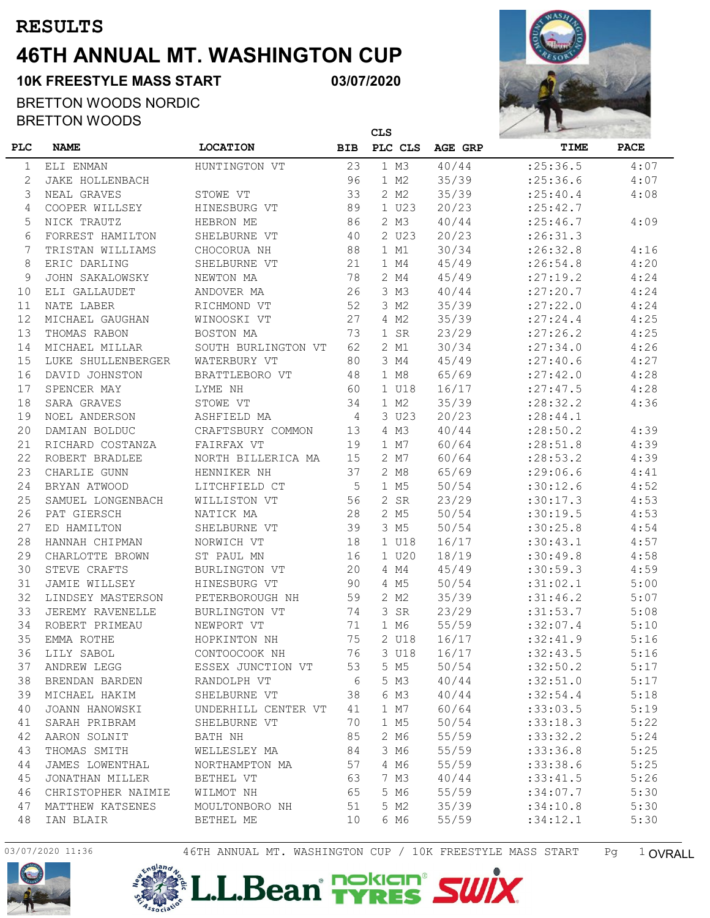# RESULTS

# 46TH ANNUAL MT. WASHINGTON CUP

**10K FREESTYLE MASS START** **03/07/2020**

BRETTON WOODS NORDIC
BRETTON WOODS

| PLC | NAME | LOCATION | BIB | CLS PLC | CLS | AGE GRP | TIME | PACE |
|---|---|---|---|---|---|---|---|---|
| 1 | ELI ENMAN | HUNTINGTON VT | 23 | 1 | M3 | 40/44 | :25:36.5 | 4:07 |
| 2 | JAKE HOLLENBACH | | 96 | 1 | M2 | 35/39 | :25:36.6 | 4:07 |
| 3 | NEAL GRAVES | STOWE VT | 33 | 2 | M2 | 35/39 | :25:40.4 | 4:08 |
| 4 | COOPER WILLSEY | HINESBURG VT | 89 | 1 | U23 | 20/23 | :25:42.7 | |
| 5 | NICK TRAUTZ | HEBRON ME | 86 | 2 | M3 | 40/44 | :25:46.7 | 4:09 |
| 6 | FORREST HAMILTON | SHELBURNE VT | 40 | 2 | U23 | 20/23 | :26:31.3 | |
| 7 | TRISTAN WILLIAMS | CHOCORUA NH | 88 | 1 | M1 | 30/34 | :26:32.8 | 4:16 |
| 8 | ERIC DARLING | SHELBURNE VT | 21 | 1 | M4 | 45/49 | :26:54.8 | 4:20 |
| 9 | JOHN SAKALOWSKY | NEWTON MA | 78 | 2 | M4 | 45/49 | :27:19.2 | 4:24 |
| 10 | ELI GALLAUDET | ANDOVER MA | 26 | 3 | M3 | 40/44 | :27:20.7 | 4:24 |
| 11 | NATE LABER | RICHMOND VT | 52 | 3 | M2 | 35/39 | :27:22.0 | 4:24 |
| 12 | MICHAEL GAUGHAN | WINOOSKI VT | 27 | 4 | M2 | 35/39 | :27:24.4 | 4:25 |
| 13 | THOMAS RABON | BOSTON MA | 73 | 1 | SR | 23/29 | :27:26.2 | 4:25 |
| 14 | MICHAEL MILLAR | SOUTH BURLINGTON VT | 62 | 2 | M1 | 30/34 | :27:34.0 | 4:26 |
| 15 | LUKE SHULLENBERGER | WATERBURY VT | 80 | 3 | M4 | 45/49 | :27:40.6 | 4:27 |
| 16 | DAVID JOHNSTON | BRATTLEBORO VT | 48 | 1 | M8 | 65/69 | :27:42.0 | 4:28 |
| 17 | SPENCER MAY | LYME NH | 60 | 1 | U18 | 16/17 | :27:47.5 | 4:28 |
| 18 | SARA GRAVES | STOWE VT | 34 | 1 | M2 | 35/39 | :28:32.2 | 4:36 |
| 19 | NOEL ANDERSON | ASHFIELD MA | 4 | 3 | U23 | 20/23 | :28:44.1 | |
| 20 | DAMIAN BOLDUC | CRAFTSBURY COMMON | 13 | 4 | M3 | 40/44 | :28:50.2 | 4:39 |
| 21 | RICHARD COSTANZA | FAIRFAX VT | 19 | 1 | M7 | 60/64 | :28:51.8 | 4:39 |
| 22 | ROBERT BRADLEE | NORTH BILLERICA MA | 15 | 2 | M7 | 60/64 | :28:53.2 | 4:39 |
| 23 | CHARLIE GUNN | HENNIKER NH | 37 | 2 | M8 | 65/69 | :29:06.6 | 4:41 |
| 24 | BRYAN ATWOOD | LITCHFIELD CT | 5 | 1 | M5 | 50/54 | :30:12.6 | 4:52 |
| 25 | SAMUEL LONGENBACH | WILLISTON VT | 56 | 2 | SR | 23/29 | :30:17.3 | 4:53 |
| 26 | PAT GIERSCH | NATICK MA | 28 | 2 | M5 | 50/54 | :30:19.5 | 4:53 |
| 27 | ED HAMILTON | SHELBURNE VT | 39 | 3 | M5 | 50/54 | :30:25.8 | 4:54 |
| 28 | HANNAH CHIPMAN | NORWICH VT | 18 | 1 | U18 | 16/17 | :30:43.1 | 4:57 |
| 29 | CHARLOTTE BROWN | ST PAUL MN | 16 | 1 | U20 | 18/19 | :30:49.8 | 4:58 |
| 30 | STEVE CRAFTS | BURLINGTON VT | 20 | 4 | M4 | 45/49 | :30:59.3 | 4:59 |
| 31 | JAMIE WILLSEY | HINESBURG VT | 90 | 4 | M5 | 50/54 | :31:02.1 | 5:00 |
| 32 | LINDSEY MASTERSON | PETERBOROUGH NH | 59 | 2 | M2 | 35/39 | :31:46.2 | 5:07 |
| 33 | JEREMY RAVENELLE | BURLINGTON VT | 74 | 3 | SR | 23/29 | :31:53.7 | 5:08 |
| 34 | ROBERT PRIMEAU | NEWPORT VT | 71 | 1 | M6 | 55/59 | :32:07.4 | 5:10 |
| 35 | EMMA ROTHE | HOPKINTON NH | 75 | 2 | U18 | 16/17 | :32:41.9 | 5:16 |
| 36 | LILY SABOL | CONTOOCOOK NH | 76 | 3 | U18 | 16/17 | :32:43.5 | 5:16 |
| 37 | ANDREW LEGG | ESSEX JUNCTION VT | 53 | 5 | M5 | 50/54 | :32:50.2 | 5:17 |
| 38 | BRENDAN BARDEN | RANDOLPH VT | 6 | 5 | M3 | 40/44 | :32:51.0 | 5:17 |
| 39 | MICHAEL HAKIM | SHELBURNE VT | 38 | 6 | M3 | 40/44 | :32:54.4 | 5:18 |
| 40 | JOANN HANOWSKI | UNDERHILL CENTER VT | 41 | 1 | M7 | 60/64 | :33:03.5 | 5:19 |
| 41 | SARAH PRIBRAM | SHELBURNE VT | 70 | 1 | M5 | 50/54 | :33:18.3 | 5:22 |
| 42 | AARON SOLNIT | BATH NH | 85 | 2 | M6 | 55/59 | :33:32.2 | 5:24 |
| 43 | THOMAS SMITH | WELLESLEY MA | 84 | 3 | M6 | 55/59 | :33:36.8 | 5:25 |
| 44 | JAMES LOWENTHAL | NORTHAMPTON MA | 57 | 4 | M6 | 55/59 | :33:38.6 | 5:25 |
| 45 | JONATHAN MILLER | BETHEL VT | 63 | 7 | M3 | 40/44 | :33:41.5 | 5:26 |
| 46 | CHRISTOPHER NAIMIE | WILMOT NH | 65 | 5 | M6 | 55/59 | :34:07.7 | 5:30 |
| 47 | MATTHEW KATSENES | MOULTONBORO NH | 51 | 5 | M2 | 35/39 | :34:10.8 | 5:30 |
| 48 | IAN BLAIR | BETHEL ME | 10 | 6 | M6 | 55/59 | :34:12.1 | 5:30 |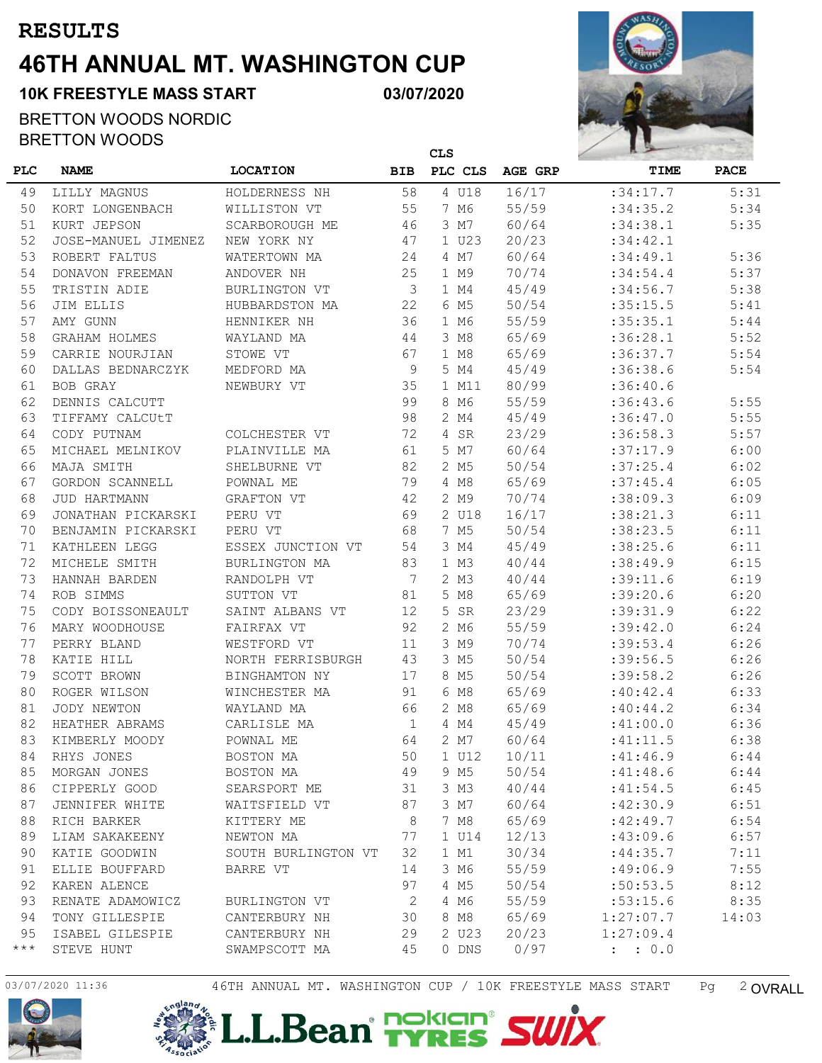# RESULTS

# 46TH ANNUAL MT. WASHINGTON CUP

**10K FREESTYLE MASS START** **03/07/2020**

BRETTON WOODS NORDIC
BRETTON WOODS

| PLC | NAME | LOCATION | BIB | CLS PLC | CLS | AGE GRP | TIME | PACE |
|---|---|---|---|---|---|---|---|---|
| 49 | LILLY MAGNUS | HOLDERNESS NH | 58 | 4 | U18 | 16/17 | :34:17.7 | 5:31 |
| 50 | KORT LONGENBACH | WILLISTON VT | 55 | 7 | M6 | 55/59 | :34:35.2 | 5:34 |
| 51 | KURT JEPSON | SCARBOROUGH ME | 46 | 3 | M7 | 60/64 | :34:38.1 | 5:35 |
| 52 | JOSE-MANUEL JIMENEZ | NEW YORK NY | 47 | 1 | U23 | 20/23 | :34:42.1 | |
| 53 | ROBERT FALTUS | WATERTOWN MA | 24 | 4 | M7 | 60/64 | :34:49.1 | 5:36 |
| 54 | DONAVON FREEMAN | ANDOVER NH | 25 | 1 | M9 | 70/74 | :34:54.4 | 5:37 |
| 55 | TRISTIN ADIE | BURLINGTON VT | 3 | 1 | M4 | 45/49 | :34:56.7 | 5:38 |
| 56 | JIM ELLIS | HUBBARDSTON MA | 22 | 6 | M5 | 50/54 | :35:15.5 | 5:41 |
| 57 | AMY GUNN | HENNIKER NH | 36 | 1 | M6 | 55/59 | :35:35.1 | 5:44 |
| 58 | GRAHAM HOLMES | WAYLAND MA | 44 | 3 | M8 | 65/69 | :36:28.1 | 5:52 |
| 59 | CARRIE NOURJIAN | STOWE VT | 67 | 1 | M8 | 65/69 | :36:37.7 | 5:54 |
| 60 | DALLAS BEDNARCZYK | MEDFORD MA | 9 | 5 | M4 | 45/49 | :36:38.6 | 5:54 |
| 61 | BOB GRAY | NEWBURY VT | 35 | 1 | M11 | 80/99 | :36:40.6 | |
| 62 | DENNIS CALCUTT | | 99 | 8 | M6 | 55/59 | :36:43.6 | 5:55 |
| 63 | TIFFAMY CALCUtT | | 98 | 2 | M4 | 45/49 | :36:47.0 | 5:55 |
| 64 | CODY PUTNAM | COLCHESTER VT | 72 | 4 | SR | 23/29 | :36:58.3 | 5:57 |
| 65 | MICHAEL MELNIKOV | PLAINVILLE MA | 61 | 5 | M7 | 60/64 | :37:17.9 | 6:00 |
| 66 | MAJA SMITH | SHELBURNE VT | 82 | 2 | M5 | 50/54 | :37:25.4 | 6:02 |
| 67 | GORDON SCANNELL | POWNAL ME | 79 | 4 | M8 | 65/69 | :37:45.4 | 6:05 |
| 68 | JUD HARTMANN | GRAFTON VT | 42 | 2 | M9 | 70/74 | :38:09.3 | 6:09 |
| 69 | JONATHAN PICKARSKI | PERU VT | 69 | 2 | U18 | 16/17 | :38:21.3 | 6:11 |
| 70 | BENJAMIN PICKARSKI | PERU VT | 68 | 7 | M5 | 50/54 | :38:23.5 | 6:11 |
| 71 | KATHLEEN LEGG | ESSEX JUNCTION VT | 54 | 3 | M4 | 45/49 | :38:25.6 | 6:11 |
| 72 | MICHELE SMITH | BURLINGTON MA | 83 | 1 | M3 | 40/44 | :38:49.9 | 6:15 |
| 73 | HANNAH BARDEN | RANDOLPH VT | 7 | 2 | M3 | 40/44 | :39:11.6 | 6:19 |
| 74 | ROB SIMMS | SUTTON VT | 81 | 5 | M8 | 65/69 | :39:20.6 | 6:20 |
| 75 | CODY BOISSONEAULT | SAINT ALBANS VT | 12 | 5 | SR | 23/29 | :39:31.9 | 6:22 |
| 76 | MARY WOODHOUSE | FAIRFAX VT | 92 | 2 | M6 | 55/59 | :39:42.0 | 6:24 |
| 77 | PERRY BLAND | WESTFORD VT | 11 | 3 | M9 | 70/74 | :39:53.4 | 6:26 |
| 78 | KATIE HILL | NORTH FERRISBURGH | 43 | 3 | M5 | 50/54 | :39:56.5 | 6:26 |
| 79 | SCOTT BROWN | BINGHAMTON NY | 17 | 8 | M5 | 50/54 | :39:58.2 | 6:26 |
| 80 | ROGER WILSON | WINCHESTER MA | 91 | 6 | M8 | 65/69 | :40:42.4 | 6:33 |
| 81 | JODY NEWTON | WAYLAND MA | 66 | 2 | M8 | 65/69 | :40:44.2 | 6:34 |
| 82 | HEATHER ABRAMS | CARLISLE MA | 1 | 4 | M4 | 45/49 | :41:00.0 | 6:36 |
| 83 | KIMBERLY MOODY | POWNAL ME | 64 | 2 | M7 | 60/64 | :41:11.5 | 6:38 |
| 84 | RHYS JONES | BOSTON MA | 50 | 1 | U12 | 10/11 | :41:46.9 | 6:44 |
| 85 | MORGAN JONES | BOSTON MA | 49 | 9 | M5 | 50/54 | :41:48.6 | 6:44 |
| 86 | CIPPERLY GOOD | SEARSPORT ME | 31 | 3 | M3 | 40/44 | :41:54.5 | 6:45 |
| 87 | JENNIFER WHITE | WAITSFIELD VT | 87 | 3 | M7 | 60/64 | :42:30.9 | 6:51 |
| 88 | RICH BARKER | KITTERY ME | 8 | 7 | M8 | 65/69 | :42:49.7 | 6:54 |
| 89 | LIAM SAKAKEENY | NEWTON MA | 77 | 1 | U14 | 12/13 | :43:09.6 | 6:57 |
| 90 | KATIE GOODWIN | SOUTH BURLINGTON VT | 32 | 1 | M1 | 30/34 | :44:35.7 | 7:11 |
| 91 | ELLIE BOUFFARD | BARRE VT | 14 | 3 | M6 | 55/59 | :49:06.9 | 7:55 |
| 92 | KAREN ALENCE | | 97 | 4 | M5 | 50/54 | :50:53.5 | 8:12 |
| 93 | RENATE ADAMOWICZ | BURLINGTON VT | 2 | 4 | M6 | 55/59 | :53:15.6 | 8:35 |
| 94 | TONY GILLESPIE | CANTERBURY NH | 30 | 8 | M8 | 65/69 | 1:27:07.7 | 14:03 |
| 95 | ISABEL GILESPIE | CANTERBURY NH | 29 | 2 | U23 | 20/23 | 1:27:09.4 | |
| *** | STEVE HUNT | SWAMPSCOTT MA | 45 | 0 | DNS | 0/97 | : : 0.0 | |

03/07/2020 11:36 46TH ANNUAL MT. WASHINGTON CUP / 10K FREESTYLE MASS START OVRALL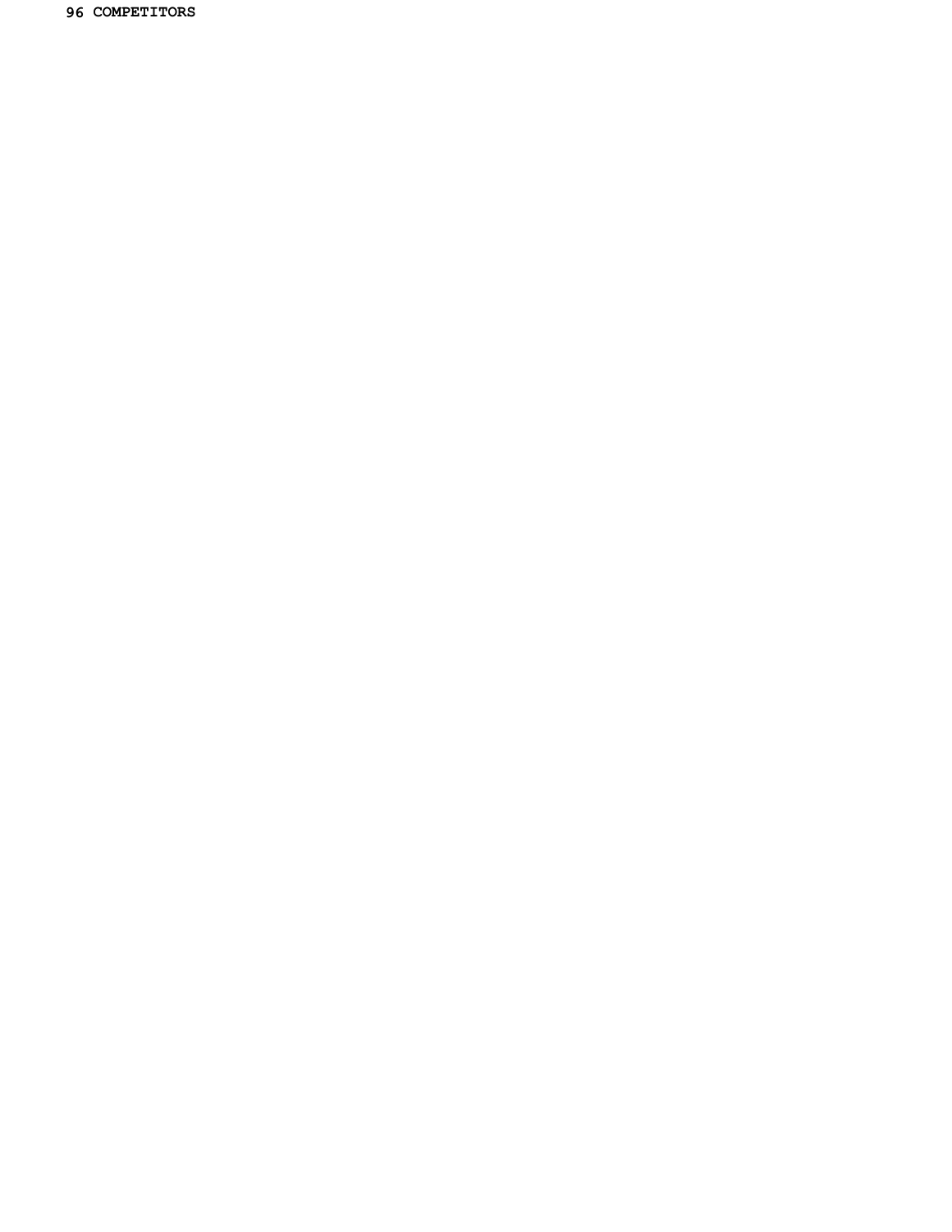96 COMPETITORS